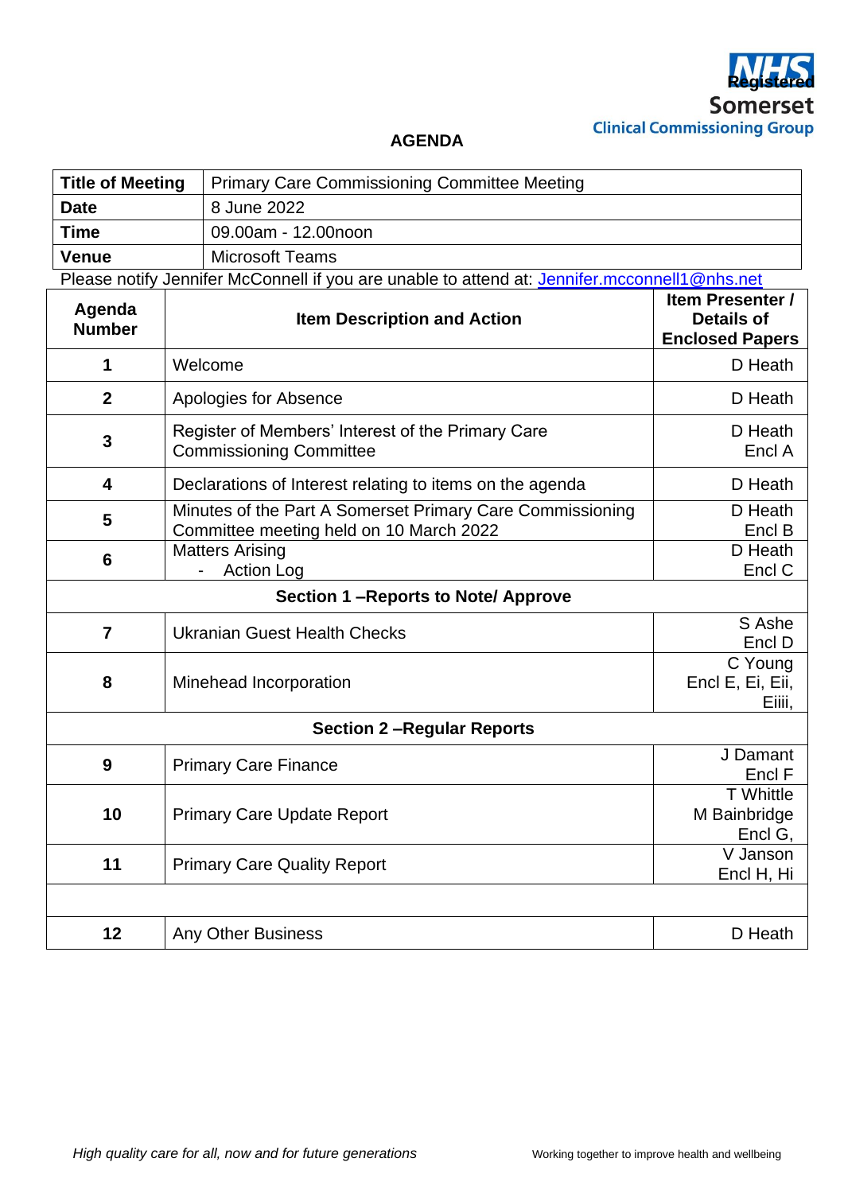NHS Registered
Somerset
Clinical Commissioning Group

# AGENDA

| Title of Meeting | Primary Care Commissioning Committee Meeting |
|---|---|
| Date | 8 June 2022 |
| Time | 09.00am - 12.00noon |
| Venue | Microsoft Teams |

Please notify Jennifer McConnell if you are unable to attend at: Jennifer.mcconnell1@nhs.net

| Agenda Number | Item Description and Action | Item Presenter / Details of Enclosed Papers |
|---|---|---|
| 1 | Welcome | D Heath |
| 2 | Apologies for Absence | D Heath |
| 3 | Register of Members' Interest of the Primary Care Commissioning Committee | D Heath Encl A |
| 4 | Declarations of Interest relating to items on the agenda | D Heath |
| 5 | Minutes of the Part A Somerset Primary Care Commissioning Committee meeting held on 10 March 2022 | D Heath Encl B |
| 6 | Matters Arising<br>- Action Log | D Heath Encl C |
| **Section 1 –Reports to Note/ Approve** | | |
| 7 | Ukranian Guest Health Checks | S Ashe Encl D |
| 8 | Minehead Incorporation | C Young Encl E, Ei, Eii, Eiii, |
| **Section 2 –Regular Reports** | | |
| 9 | Primary Care Finance | J Damant Encl F |
| 10 | Primary Care Update Report | T Whittle M Bainbridge Encl G, |
| 11 | Primary Care Quality Report | V Janson Encl H, Hi |
| | | |
| 12 | Any Other Business | D Heath |

*High quality care for all, now and for future generations*

Working together to improve health and wellbeing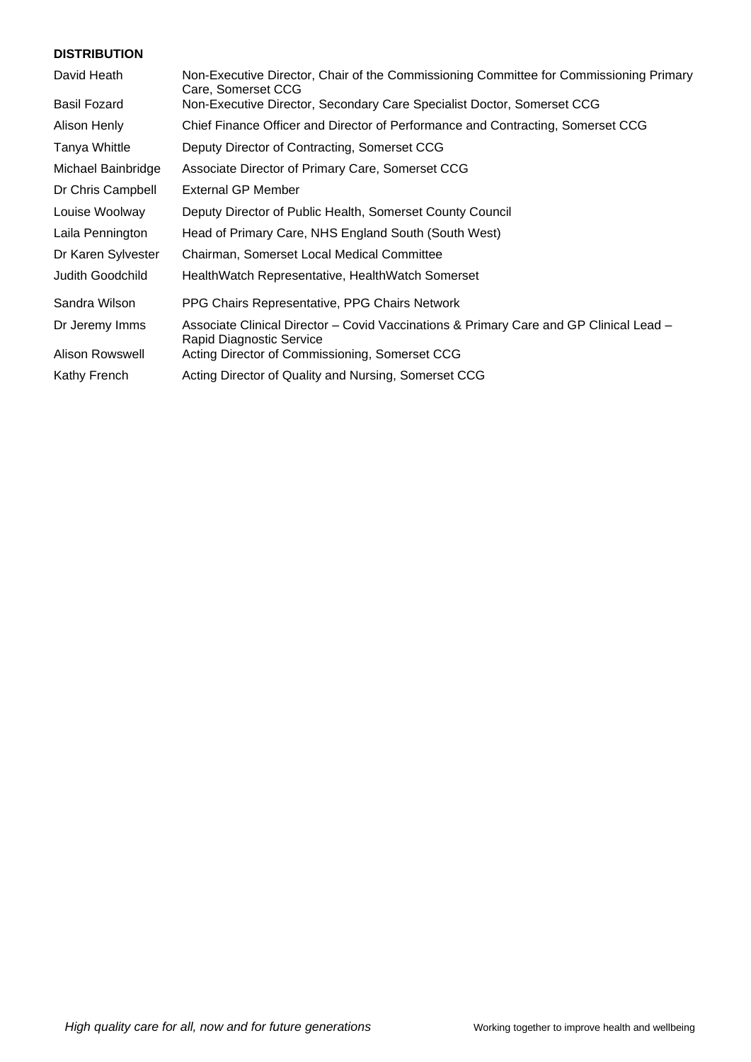**DISTRIBUTION**

| | |
|---|---|
| David Heath | Non-Executive Director, Chair of the Commissioning Committee for Commissioning Primary Care, Somerset CCG |
| Basil Fozard | Non-Executive Director, Secondary Care Specialist Doctor, Somerset CCG |
| Alison Henly | Chief Finance Officer and Director of Performance and Contracting, Somerset CCG |
| Tanya Whittle | Deputy Director of Contracting, Somerset CCG |
| Michael Bainbridge | Associate Director of Primary Care, Somerset CCG |
| Dr Chris Campbell | External GP Member |
| Louise Woolway | Deputy Director of Public Health, Somerset County Council |
| Laila Pennington | Head of Primary Care, NHS England South (South West) |
| Dr Karen Sylvester | Chairman, Somerset Local Medical Committee |
| Judith Goodchild | HealthWatch Representative, HealthWatch Somerset |
| Sandra Wilson | PPG Chairs Representative, PPG Chairs Network |
| Dr Jeremy Imms | Associate Clinical Director – Covid Vaccinations & Primary Care and GP Clinical Lead – Rapid Diagnostic Service |
| Alison Rowswell | Acting Director of Commissioning, Somerset CCG |
| Kathy French | Acting Director of Quality and Nursing, Somerset CCG |